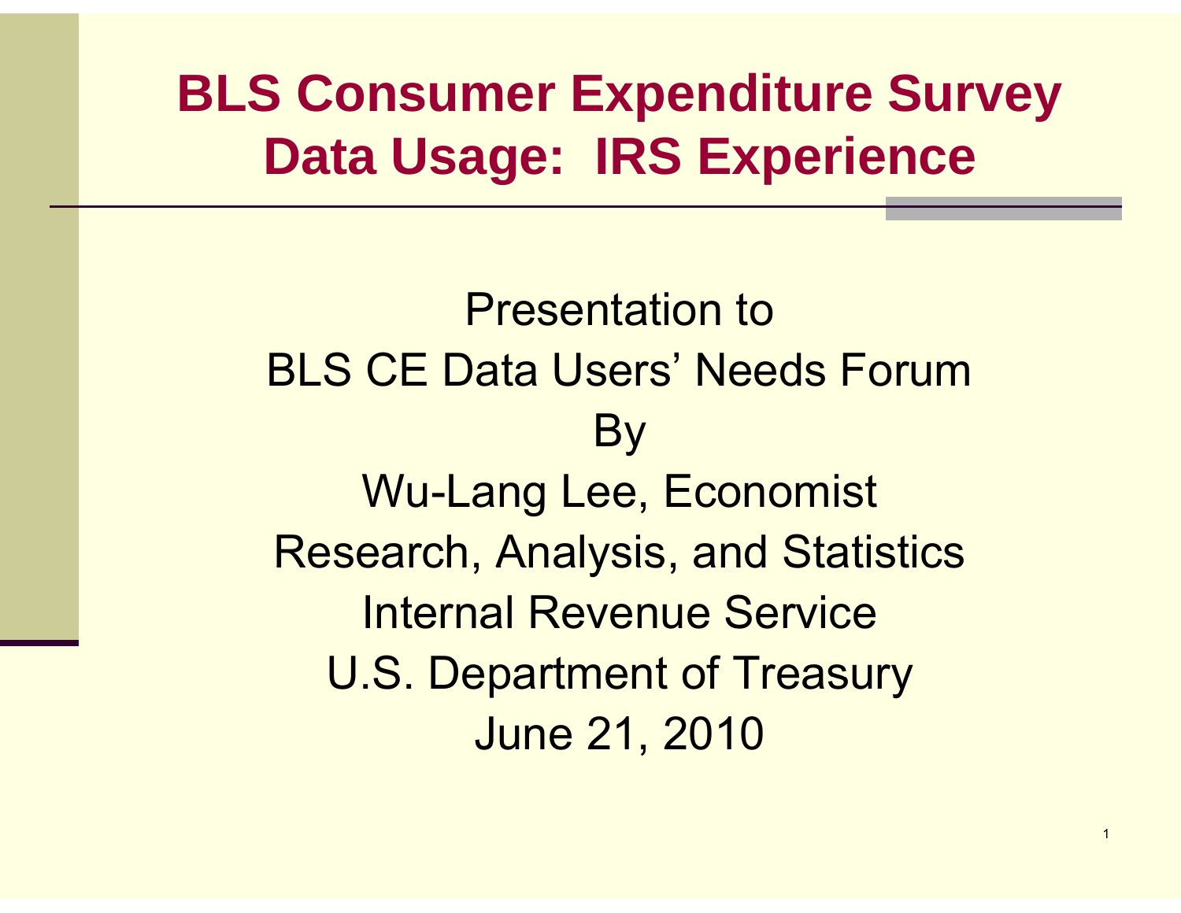# BLS Consumer Expenditure Survey Data Usage: IRS Experience

Presentation to

BLS CE Data Users' Needs Forum

By

Wu-Lang Lee, Economist

Research, Analysis, and Statistics

Internal Revenue Service

U.S. Department of Treasury

June 21, 2010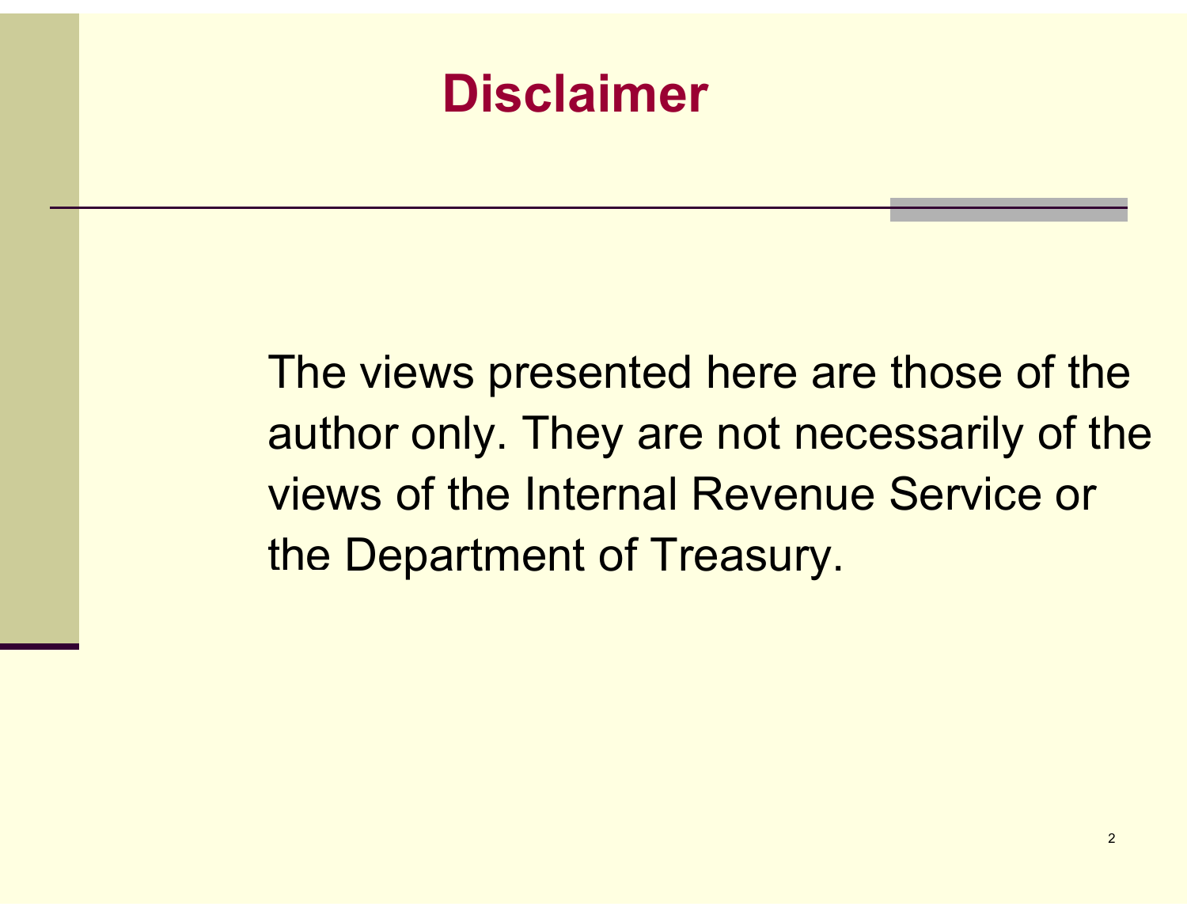# Disclaimer

The views presented here are those of the author only. They are not necessarily of the views of the Internal Revenue Service or the Department of Treasury.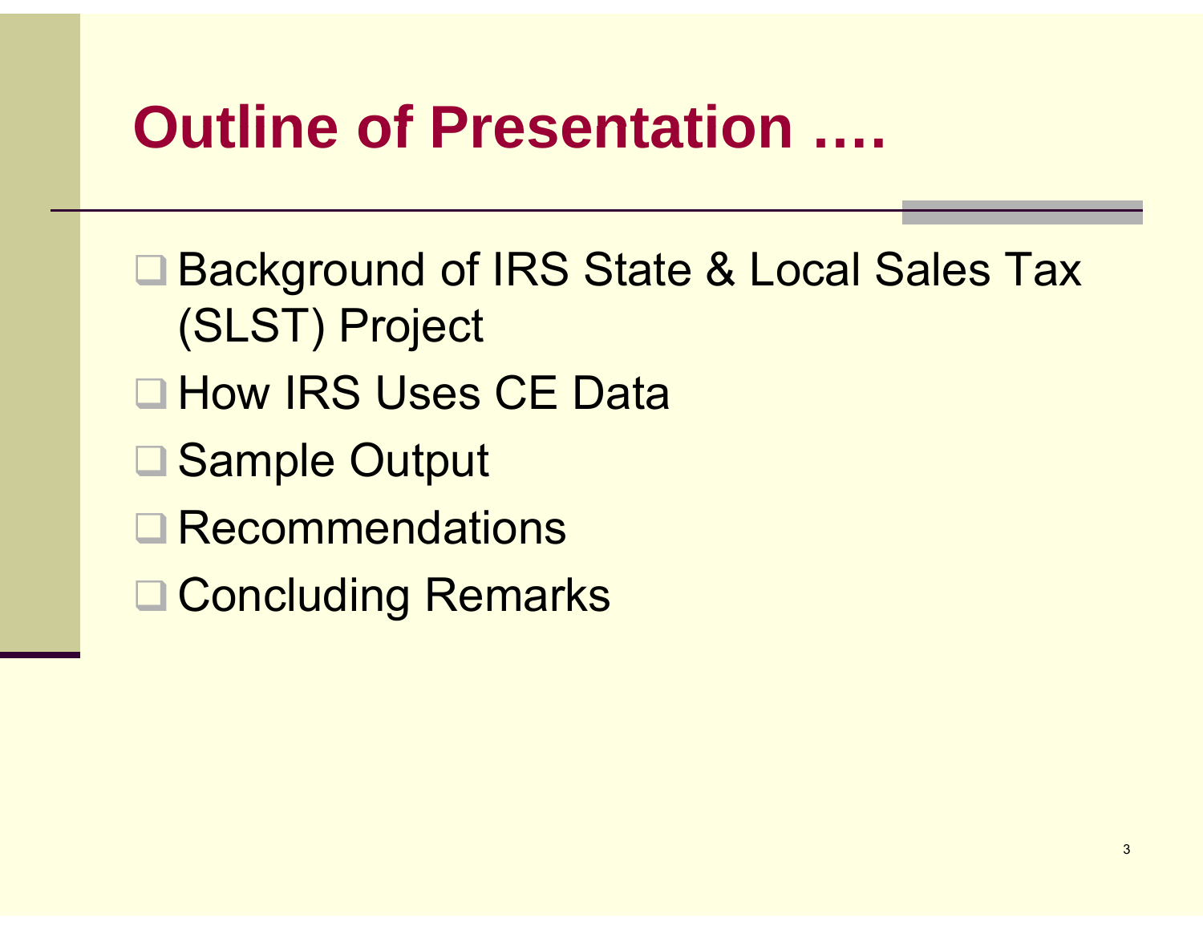# Outline of Presentation ….

- Background of IRS State & Local Sales Tax (SLST) Project
- How IRS Uses CE Data
- Sample Output
- Recommendations
- Concluding Remarks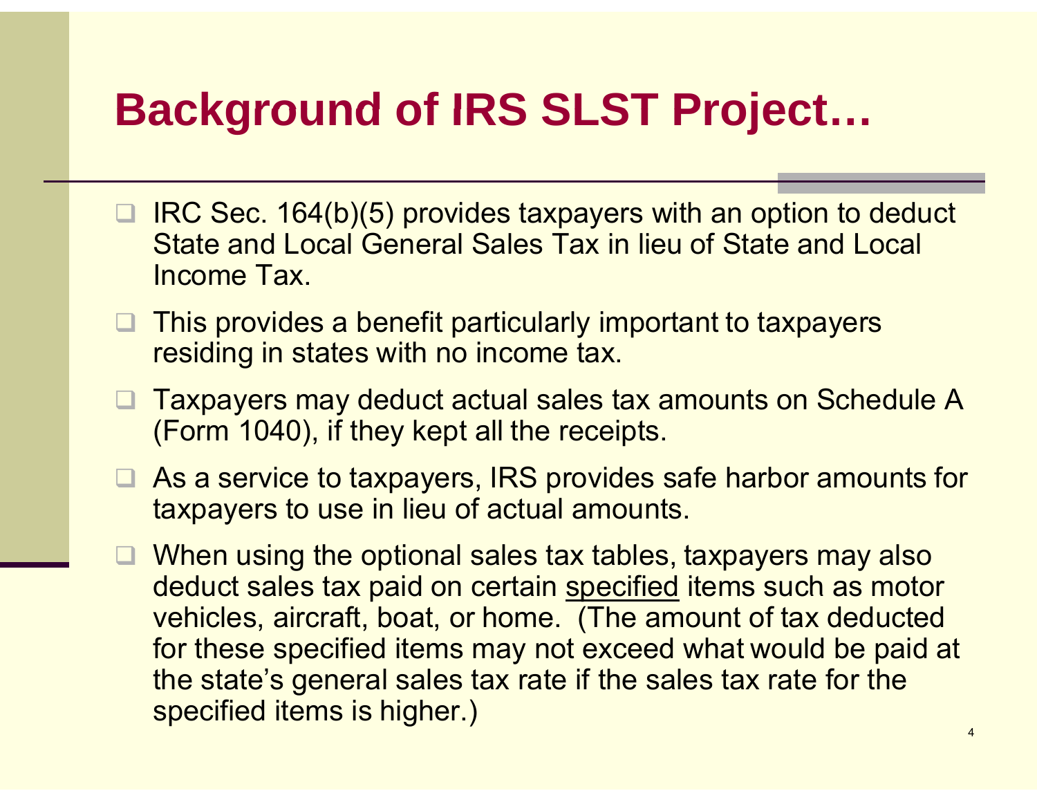# Background of IRS SLST Project…

- IRC Sec. 164(b)(5) provides taxpayers with an option to deduct State and Local General Sales Tax in lieu of State and Local Income Tax.
- This provides a benefit particularly important to taxpayers residing in states with no income tax.
- Taxpayers may deduct actual sales tax amounts on Schedule A (Form 1040), if they kept all the receipts.
- As a service to taxpayers, IRS provides safe harbor amounts for taxpayers to use in lieu of actual amounts.
- When using the optional sales tax tables, taxpayers may also deduct sales tax paid on certain <u>specified</u> items such as motor vehicles, aircraft, boat, or home. (The amount of tax deducted for these specified items may not exceed what would be paid at the state's general sales tax rate if the sales tax rate for the specified items is higher.)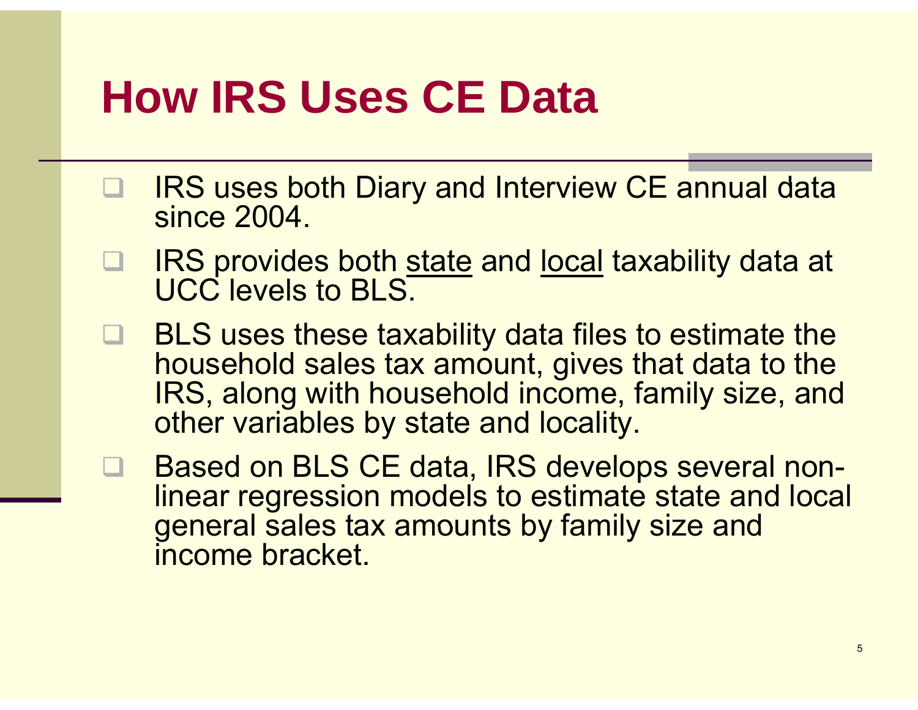# How IRS Uses CE Data

- IRS uses both Diary and Interview CE annual data since 2004.
- IRS provides both <u>state</u> and <u>local</u> taxability data at UCC levels to BLS.
- BLS uses these taxability data files to estimate the household sales tax amount, gives that data to the IRS, along with household income, family size, and other variables by state and locality.
- Based on BLS CE data, IRS develops several non-linear regression models to estimate state and local general sales tax amounts by family size and income bracket.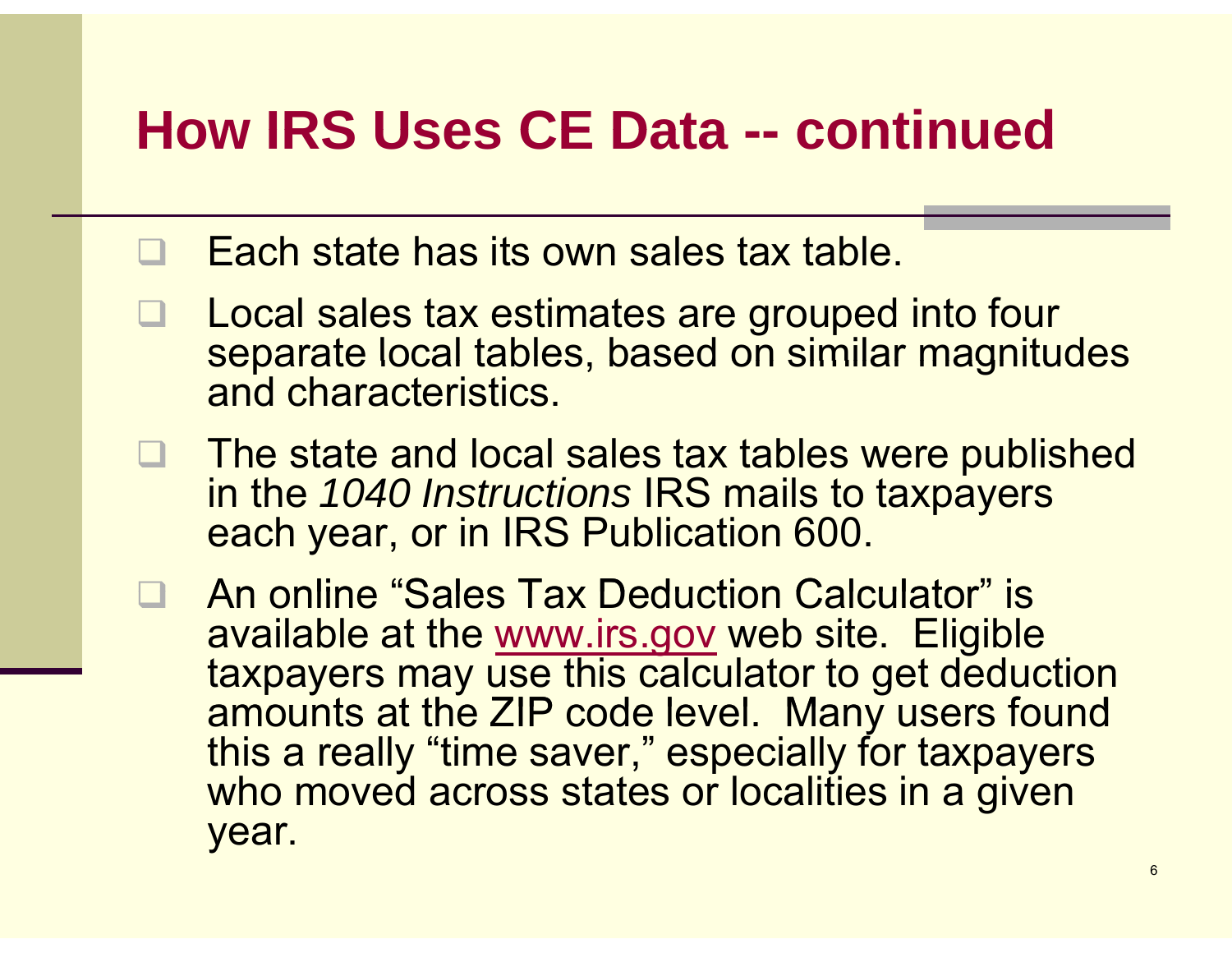# How IRS Uses CE Data -- continued

- Each state has its own sales tax table.
- Local sales tax estimates are grouped into four separate local tables, based on similar magnitudes and characteristics.
- The state and local sales tax tables were published in the *1040 Instructions* IRS mails to taxpayers each year, or in IRS Publication 600.
- An online “Sales Tax Deduction Calculator” is available at the www.irs.gov web site. Eligible taxpayers may use this calculator to get deduction amounts at the ZIP code level. Many users found this a really “time saver,” especially for taxpayers who moved across states or localities in a given year.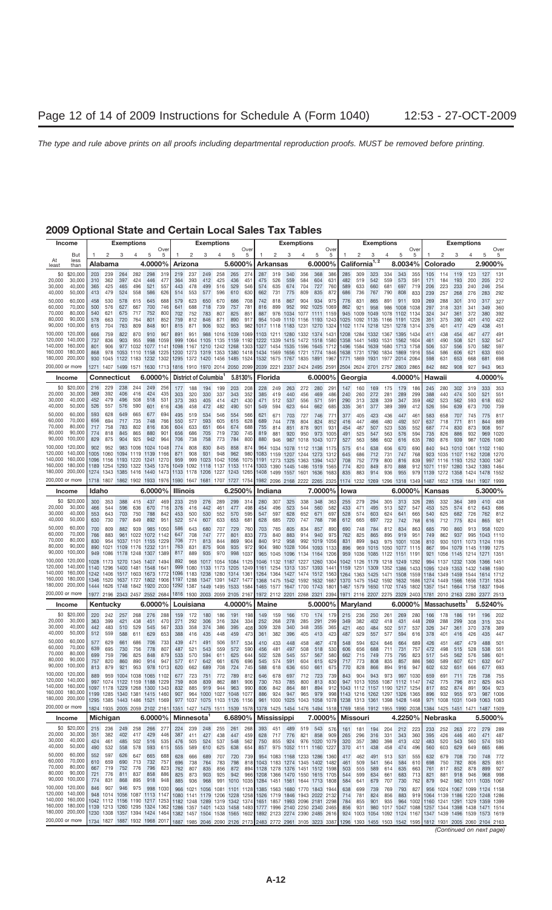## 2009 Optional State and Certain Local Sales Tax Tables

| Income | | Alabama 4.0000% | | | | | | Arizona 5.6000% | | | | | | Arkansas 6.0000% | | | | | | California[1,2] 8.0034% | | | | | | Colorado 2.9000% | | | | | |
|---|---|---|---|---|---|---|---|---|---|---|---|---|---|---|---|---|---|---|---|---|---|---|---|---|---|---|---|---|---|---|---|
| At least | But less than | Exemptions 1 | 2 | 3 | 4 | 5 | Over 5 | 1 | 2 | 3 | 4 | 5 | Over 5 | 1 | 2 | 3 | 4 | 5 | Over 5 | 1 | 2 | 3 | 4 | 5 | Over 5 | 1 | 2 | 3 | 4 | 5 | Over 5 |
| $0 | $20,000 | 203 | 239 | 264 | 282 | 298 | 319 | 219 | 237 | 249 | 258 | 265 | 274 | 287 | 319 | 340 | 356 | 368 | 386 | 285 | 309 | 323 | 334 | 343 | 355 | 105 | 114 | 119 | 123 | 127 | 131 |
| 20,000 | 30,000 | 310 | 362 | 397 | 424 | 446 | 477 | 364 | 393 | 412 | 425 | 436 | 451 | 475 | 526 | 559 | 584 | 604 | 631 | 482 | 519 | 542 | 559 | 573 | 591 | 171 | 184 | 193 | 200 | 205 | 212 |
| 30,000 | 40,000 | 365 | 425 | 465 | 496 | 521 | 557 | 443 | 478 | 499 | 516 | 529 | 546 | 574 | 635 | 674 | 704 | 727 | 760 | 589 | 633 | 660 | 681 | 697 | 719 | 206 | 223 | 233 | 240 | 246 | 254 |
| 40,000 | 50,000 | 413 | 479 | 524 | 558 | 586 | 626 | 514 | 553 | 577 | 596 | 610 | 630 | 662 | 731 | 775 | 809 | 835 | 872 | 686 | 736 | 767 | 790 | 808 | 833 | 239 | 257 | 268 | 276 | 283 | 292 |
| 50,000 | 60,000 | 458 | 530 | 578 | 615 | 645 | 688 | 579 | 623 | 650 | 670 | 686 | 708 | 742 | 818 | 867 | 904 | 934 | 975 | 776 | 831 | 865 | 891 | 911 | 939 | 269 | 288 | 301 | 310 | 317 | 327 |
| 60,000 | 70,000 | 500 | 576 | 627 | 667 | 700 | 746 | 641 | 688 | 718 | 739 | 757 | 781 | 816 | 899 | 952 | 992 | 1025 | 1069 | 862 | 921 | 958 | 986 | 1008 | 1038 | 297 | 318 | 331 | 341 | 349 | 360 |
| 70,000 | 80,000 | 540 | 621 | 675 | 717 | 752 | 800 | 702 | 752 | 783 | 807 | 825 | 851 | 887 | 976 | 1034 | 1077 | 1111 | 1159 | 945 | 1009 | 1049 | 1078 | 1102 | 1134 | 324 | 347 | 361 | 372 | 380 | 392 |
| 80,000 | 90,000 | 578 | 663 | 720 | 764 | 801 | 852 | 759 | 812 | 846 | 871 | 890 | 917 | 954 | 1049 | 1110 | 1156 | 1193 | 1243 | 1025 | 1092 | 1135 | 1166 | 1191 | 1226 | 351 | 375 | 390 | 401 | 410 | 422 |
| 90,000 | 100,000 | 615 | 704 | 763 | 809 | 848 | 901 | 815 | 871 | 906 | 932 | 953 | 982 | 1017 | 1118 | 1183 | 1231 | 1270 | 1324 | 1102 | 1174 | 1218 | 1251 | 1278 | 1314 | 376 | 401 | 417 | 429 | 438 | 451 |
| 100,000 | 120,000 | 666 | 759 | 822 | 870 | 910 | 967 | 891 | 951 | 988 | 1016 | 1039 | 1069 | 1103 | 1211 | 1280 | 1332 | 1374 | 1431 | 1208 | 1284 | 1332 | 1367 | 1395 | 1434 | 411 | 438 | 454 | 467 | 477 | 491 |
| 120,000 | 140,000 | 737 | 836 | 903 | 955 | 998 | 1059 | 999 | 1064 | 1105 | 1135 | 1159 | 1192 | 1222 | 1339 | 1415 | 1472 | 1518 | 1580 | 1358 | 1441 | 1493 | 1531 | 1562 | 1604 | 461 | 490 | 508 | 521 | 532 | 547 |
| 140,000 | 160,000 | 801 | 906 | 977 | 1032 | 1077 | 1141 | 1098 | 1167 | 1210 | 1242 | 1268 | 1303 | 1327 | 1454 | 1535 | 1596 | 1645 | 1712 | 1496 | 1584 | 1639 | 1680 | 1713 | 1758 | 506 | 537 | 556 | 570 | 582 | 597 |
| 160,000 | 180,000 | 868 | 978 | 1053 | 1110 | 1158 | 1225 | 1200 | 1273 | 1319 | 1353 | 1380 | 1418 | 1434 | 1569 | 1656 | 1721 | 1774 | 1846 | 1638 | 1731 | 1790 | 1834 | 1869 | 1916 | 554 | 586 | 606 | 621 | 633 | 650 |
| 180,000 | 200,000 | 930 | 1045 | 1122 | 1183 | 1232 | 1302 | 1295 | 1372 | 1420 | 1456 | 1485 | 1524 | 1532 | 1675 | 1767 | 1835 | 1891 | 1967 | 1771 | 1869 | 1931 | 1977 | 2014 | 2064 | 598 | 631 | 653 | 668 | 681 | 698 |
| 200,000 or more | | 1271 | 1407 | 1499 | 1571 | 1630 | 1713 | 1816 | 1910 | 1970 | 2014 | 2050 | 2099 | 2039 | 2221 | 2337 | 2424 | 2495 | 2591 | 2504 | 2624 | 2701 | 2757 | 2803 | 2865 | 842 | 882 | 908 | 927 | 943 | 963 |

| Income | | Connecticut 6.0000% | | | | | | District of Columbia[1] 5.8130% | | | | | | Florida 6.0000% | | | | | | Georgia 4.0000% | | | | | | Hawaii 4.0000% | | | | | |
|---|---|---|---|---|---|---|---|---|---|---|---|---|---|---|---|---|---|---|---|---|---|---|---|---|---|---|---|---|---|---|---|
| At least | But less than | Exemptions 1 | 2 | 3 | 4 | 5 | Over 5 | 1 | 2 | 3 | 4 | 5 | Over 5 | 1 | 2 | 3 | 4 | 5 | Over 5 | 1 | 2 | 3 | 4 | 5 | Over 5 | 1 | 2 | 3 | 4 | 5 | Over 5 |
| $0 | $20,000 | 216 | 229 | 238 | 244 | 249 | 256 | 177 | 188 | 194 | 199 | 203 | 208 | 228 | 249 | 263 | 272 | 280 | 291 | 147 | 160 | 169 | 175 | 179 | 186 | 245 | 280 | 302 | 319 | 333 | 353 |
| 20,000 | 30,000 | 369 | 392 | 406 | 416 | 424 | 435 | 303 | 320 | 330 | 337 | 343 | 352 | 385 | 419 | 440 | 456 | 469 | 486 | 240 | 260 | 272 | 281 | 289 | 299 | 388 | 440 | 474 | 500 | 521 | 551 |
| 30,000 | 40,000 | 452 | 479 | 496 | 508 | 518 | 531 | 373 | 393 | 405 | 414 | 421 | 430 | 471 | 512 | 537 | 556 | 571 | 591 | 290 | 313 | 328 | 339 | 347 | 359 | 462 | 523 | 562 | 593 | 618 | 652 |
| 40,000 | 50,000 | 526 | 557 | 576 | 590 | 601 | 616 | 436 | 458 | 472 | 482 | 490 | 501 | 549 | 594 | 623 | 644 | 662 | 685 | 335 | 361 | 377 | 389 | 399 | 412 | 526 | 594 | 639 | 673 | 700 | 739 |
| 50,000 | 60,000 | 593 | 628 | 649 | 665 | 677 | 694 | 495 | 519 | 534 | 546 | 554 | 566 | 621 | 671 | 703 | 727 | 746 | 771 | 377 | 405 | 423 | 436 | 447 | 461 | 583 | 658 | 707 | 745 | 775 | 817 |
| 60,000 | 70,000 | 656 | 694 | 717 | 735 | 748 | 766 | 550 | 577 | 593 | 605 | 615 | 628 | 689 | 744 | 778 | 804 | 824 | 852 | 416 | 447 | 466 | 480 | 492 | 507 | 637 | 718 | 771 | 811 | 844 | 889 |
| 70,000 | 80,000 | 717 | 758 | 783 | 802 | 816 | 836 | 604 | 633 | 651 | 664 | 674 | 688 | 755 | 814 | 851 | 878 | 901 | 931 | 454 | 487 | 507 | 523 | 535 | 552 | 687 | 774 | 830 | 873 | 908 | 957 |
| 80,000 | 90,000 | 774 | 818 | 845 | 865 | 880 | 901 | 656 | 686 | 705 | 719 | 730 | 745 | 819 | 881 | 920 | 950 | 973 | 1005 | 491 | 525 | 547 | 563 | 576 | 594 | 735 | 826 | 886 | 932 | 969 | 1020 |
| 90,000 | 100,000 | 829 | 875 | 904 | 925 | 942 | 964 | 706 | 738 | 758 | 773 | 784 | 800 | 880 | 946 | 987 | 1018 | 1043 | 1077 | 527 | 563 | 586 | 602 | 616 | 635 | 780 | 876 | 939 | 987 | 1026 | 1080 |
| 100,000 | 120,000 | 902 | 952 | 983 | 1006 | 1024 | 1048 | 774 | 808 | 830 | 845 | 858 | 874 | 964 | 1034 | 1078 | 1112 | 1138 | 1175 | 575 | 614 | 638 | 656 | 670 | 690 | 840 | 943 | 1010 | 1061 | 1102 | 1160 |
| 120,000 | 140,000 | 1005 | 1060 | 1094 | 1119 | 1139 | 1166 | 871 | 908 | 931 | 948 | 962 | 980 | 1083 | 1159 | 1207 | 1244 | 1273 | 1312 | 645 | 686 | 712 | 731 | 747 | 768 | 923 | 1035 | 1107 | 1162 | 1208 | 1270 |
| 140,000 | 160,000 | 1096 | 1156 | 1193 | 1220 | 1241 | 1270 | 959 | 998 | 1023 | 1042 | 1056 | 1075 | 1191 | 1273 | 1325 | 1363 | 1394 | 1437 | 708 | 752 | 779 | 800 | 816 | 839 | 997 | 1116 | 1193 | 1252 | 1300 | 1367 |
| 160,000 | 180,000 | 1189 | 1254 | 1293 | 1322 | 1345 | 1376 | 1049 | 1092 | 1118 | 1137 | 1153 | 1174 | 1303 | 1390 | 1445 | 1486 | 1519 | 1565 | 774 | 820 | 849 | 870 | 888 | 912 | 1071 | 1197 | 1280 | 1342 | 1393 | 1464 |
| 180,000 | 200,000 | 1274 | 1343 | 1385 | 1416 | 1440 | 1473 | 1133 | 1178 | 1206 | 1227 | 1243 | 1265 | 1408 | 1499 | 1557 | 1601 | 1636 | 1683 | 835 | 883 | 914 | 936 | 955 | 979 | 1139 | 1272 | 1358 | 1424 | 1478 | 1552 |
| 200,000 or more | | 1718 | 1807 | 1862 | 1902 | 1933 | 1976 | 1590 | 1647 | 1681 | 1707 | 1727 | 1754 | 1982 | 2096 | 2168 | 2222 | 2265 | 2325 | 1174 | 1232 | 1269 | 1296 | 1318 | 1349 | 1487 | 1652 | 1759 | 1841 | 1907 | 1999 |

| Income | | Idaho 6.0000% | | | | | | Illinois 6.2500% | | | | | | Indiana 7.0000% | | | | | | Iowa 6.0000% | | | | | | Kansas 5.3000% | | | | | |
|---|---|---|---|---|---|---|---|---|---|---|---|---|---|---|---|---|---|---|---|---|---|---|---|---|---|---|---|---|---|---|---|
| At least | But less than | Exemptions 1 | 2 | 3 | 4 | 5 | Over 5 | 1 | 2 | 3 | 4 | 5 | Over 5 | 1 | 2 | 3 | 4 | 5 | Over 5 | 1 | 2 | 3 | 4 | 5 | Over 5 | 1 | 2 | 3 | 4 | 5 | Over 5 |
| $0 | $20,000 | 300 | 353 | 388 | 415 | 437 | 469 | 233 | 259 | 276 | 289 | 299 | 314 | 280 | 307 | 325 | 338 | 348 | 363 | 255 | 279 | 294 | 305 | 313 | 326 | 285 | 332 | 364 | 389 | 410 | 438 |
| 20,000 | 30,000 | 466 | 544 | 596 | 636 | 670 | 716 | 376 | 416 | 442 | 461 | 477 | 498 | 454 | 496 | 523 | 544 | 560 | 582 | 433 | 471 | 495 | 513 | 527 | 547 | 453 | 525 | 574 | 612 | 643 | 686 |
| 30,000 | 40,000 | 553 | 643 | 703 | 750 | 788 | 842 | 453 | 500 | 530 | 552 | 570 | 595 | 547 | 597 | 628 | 652 | 671 | 697 | 528 | 574 | 603 | 624 | 641 | 665 | 540 | 625 | 682 | 726 | 762 | 812 |
| 40,000 | 50,000 | 630 | 730 | 797 | 849 | 892 | 951 | 522 | 574 | 607 | 633 | 653 | 681 | 628 | 685 | 720 | 747 | 768 | 798 | 612 | 665 | 697 | 722 | 742 | 768 | 616 | 712 | 775 | 824 | 865 | 921 |
| 50,000 | 60,000 | 700 | 809 | 882 | 939 | 985 | 1050 | 586 | 643 | 680 | 707 | 729 | 760 | 703 | 765 | 805 | 834 | 857 | 890 | 690 | 748 | 784 | 812 | 834 | 863 | 685 | 790 | 860 | 913 | 958 | 1020 |
| 60,000 | 70,000 | 766 | 883 | 961 | 1022 | 1072 | 1142 | 647 | 708 | 747 | 777 | 801 | 833 | 773 | 840 | 883 | 914 | 940 | 975 | 762 | 825 | 865 | 895 | 919 | 951 | 749 | 862 | 937 | 995 | 1043 | 1110 |
| 70,000 | 80,000 | 830 | 954 | 1037 | 1101 | 1155 | 1229 | 706 | 771 | 813 | 844 | 869 | 904 | 840 | 912 | 958 | 992 | 1019 | 1056 | 831 | 899 | 943 | 975 | 1001 | 1036 | 810 | 930 | 1011 | 1073 | 1124 | 1195 |
| 80,000 | 90,000 | 890 | 1021 | 1109 | 1176 | 1232 | 1311 | 763 | 831 | 875 | 908 | 935 | 972 | 904 | 980 | 1028 | 1064 | 1093 | 1133 | 896 | 969 | 1015 | 1050 | 1077 | 1115 | 867 | 994 | 1079 | 1145 | 1199 | 1275 |
| 90,000 | 100,000 | 949 | 1086 | 1178 | 1248 | 1307 | 1389 | 817 | 889 | 935 | 970 | 998 | 1037 | 965 | 1045 | 1096 | 1134 | 1164 | 1206 | 959 | 1036 | 1085 | 1122 | 1151 | 1191 | 921 | 1056 | 1145 | 1214 | 1271 | 1351 |
| 100,000 | 120,000 | 1028 | 1173 | 1270 | 1345 | 1407 | 1494 | 892 | 968 | 1017 | 1054 | 1084 | 1125 | 1046 | 1132 | 1187 | 1227 | 1260 | 1304 | 1042 | 1126 | 1179 | 1218 | 1249 | 1292 | 994 | 1137 | 1232 | 1306 | 1366 | 1451 |
| 120,000 | 140,000 | 1140 | 1296 | 1400 | 1481 | 1548 | 1641 | 999 | 1080 | 1133 | 1173 | 1205 | 1249 | 1161 | 1254 | 1313 | 1357 | 1393 | 1441 | 1159 | 1251 | 1309 | 1352 | 1386 | 1433 | 1095 | 1249 | 1353 | 1432 | 1498 | 1590 |
| 140,000 | 160,000 | 1242 | 1406 | 1517 | 1603 | 1673 | 1772 | 1096 | 1183 | 1238 | 1280 | 1314 | 1361 | 1264 | 1364 | 1427 | 1474 | 1512 | 1563 | 1264 | 1363 | 1425 | 1471 | 1508 | 1559 | 1184 | 1349 | 1459 | 1544 | 1614 | 1712 |
| 160,000 | 180,000 | 1346 | 1520 | 1637 | 1727 | 1802 | 1906 | 1197 | 1288 | 1347 | 1391 | 1427 | 1477 | 1368 | 1475 | 1542 | 1592 | 1632 | 1687 | 1370 | 1475 | 1542 | 1592 | 1632 | 1686 | 1274 | 1449 | 1566 | 1656 | 1731 | 1834 |
| 180,000 | 200,000 | 1444 | 1626 | 1748 | 1842 | 1920 | 2030 | 1292 | 1387 | 1449 | 1495 | 1533 | 1584 | 1465 | 1577 | 1647 | 1700 | 1743 | 1801 | 1467 | 1579 | 1650 | 1702 | 1745 | 1802 | 1357 | 1541 | 1664 | 1758 | 1837 | 1946 |
| 200,000 or more | | 1977 | 2196 | 2343 | 2457 | 2552 | 2684 | 1816 | 1930 | 2003 | 2059 | 2105 | 2167 | 1972 | 2112 | 2201 | 2268 | 2321 | 2394 | 1971 | 2116 | 2207 | 2275 | 2329 | 2403 | 1781 | 2010 | 2163 | 2280 | 2377 | 2513 |

| Income | | Kentucky 6.0000% | | | | | | Louisiana 4.0000% | | | | | | Maine 5.0000% | | | | | | Maryland 6.0000% | | | | | | Massachusetts[1] 5.5240% | | | | | |
|---|---|---|---|---|---|---|---|---|---|---|---|---|---|---|---|---|---|---|---|---|---|---|---|---|---|---|---|---|---|---|---|
| At least | But less than | Exemptions 1 | 2 | 3 | 4 | 5 | Over 5 | 1 | 2 | 3 | 4 | 5 | Over 5 | 1 | 2 | 3 | 4 | 5 | Over 5 | 1 | 2 | 3 | 4 | 5 | Over 5 | 1 | 2 | 3 | 4 | 5 | Over 5 |
| $0 | $20,000 | 220 | 242 | 257 | 268 | 276 | 288 | 159 | 172 | 180 | 186 | 191 | 198 | 149 | 159 | 166 | 170 | 174 | 179 | 215 | 236 | 250 | 261 | 269 | 280 | 166 | 178 | 186 | 191 | 196 | 202 |
| 20,000 | 30,000 | 363 | 399 | 421 | 438 | 451 | 470 | 271 | 292 | 306 | 316 | 324 | 334 | 252 | 268 | 278 | 285 | 291 | 299 | 349 | 382 | 402 | 418 | 431 | 448 | 269 | 288 | 299 | 308 | 315 | 324 |
| 30,000 | 40,000 | 442 | 483 | 510 | 529 | 545 | 567 | 333 | 358 | 374 | 386 | 395 | 408 | 309 | 328 | 340 | 348 | 355 | 365 | 421 | 460 | 484 | 502 | 517 | 537 | 326 | 347 | 361 | 370 | 378 | 389 |
| 40,000 | 50,000 | 512 | 559 | 588 | 611 | 629 | 653 | 388 | 416 | 435 | 448 | 459 | 473 | 361 | 382 | 396 | 405 | 413 | 423 | 487 | 529 | 557 | 577 | 594 | 616 | 378 | 401 | 416 | 426 | 435 | 447 |
| 50,000 | 60,000 | 577 | 629 | 661 | 686 | 706 | 733 | 439 | 471 | 491 | 506 | 517 | 534 | 410 | 433 | 448 | 458 | 467 | 478 | 548 | 594 | 624 | 646 | 664 | 689 | 426 | 451 | 467 | 479 | 488 | 501 |
| 60,000 | 70,000 | 639 | 695 | 730 | 756 | 778 | 807 | 487 | 521 | 543 | 559 | 572 | 590 | 456 | 481 | 497 | 508 | 518 | 530 | 606 | 656 | 688 | 711 | 731 | 757 | 472 | 498 | 515 | 528 | 538 | 551 |
| 70,000 | 80,000 | 699 | 759 | 796 | 825 | 848 | 879 | 533 | 570 | 594 | 611 | 625 | 644 | 502 | 528 | 545 | 557 | 567 | 580 | 662 | 715 | 749 | 775 | 795 | 823 | 517 | 545 | 562 | 576 | 586 | 601 |
| 80,000 | 90,000 | 757 | 820 | 860 | 890 | 914 | 947 | 577 | 617 | 642 | 661 | 676 | 696 | 545 | 574 | 591 | 604 | 615 | 629 | 717 | 773 | 808 | 835 | 857 | 886 | 560 | 589 | 607 | 621 | 632 | 647 |
| 90,000 | 100,000 | 813 | 879 | 921 | 953 | 978 | 1013 | 620 | 662 | 689 | 708 | 724 | 745 | 588 | 618 | 636 | 650 | 661 | 675 | 770 | 828 | 866 | 894 | 916 | 947 | 602 | 632 | 651 | 666 | 677 | 693 |
| 100,000 | 120,000 | 889 | 959 | 1004 | 1038 | 1065 | 1102 | 677 | 723 | 751 | 772 | 789 | 812 | 646 | 678 | 697 | 712 | 723 | 739 | 843 | 904 | 943 | 973 | 997 | 1030 | 659 | 691 | 711 | 726 | 738 | 755 |
| 120,000 | 140,000 | 997 | 1074 | 1122 | 1159 | 1188 | 1229 | 759 | 808 | 839 | 862 | 881 | 906 | 730 | 763 | 785 | 800 | 813 | 830 | 947 | 1013 | 1055 | 1087 | 1112 | 1147 | 742 | 775 | 796 | 812 | 825 | 843 |
| 140,000 | 160,000 | 1097 | 1178 | 1229 | 1268 | 1300 | 1343 | 832 | 885 | 919 | 944 | 963 | 990 | 806 | 842 | 864 | 881 | 894 | 912 | 1043 | 1112 | 1157 | 1190 | 1217 | 1254 | 817 | 852 | 874 | 891 | 904 | 923 |
| 160,000 | 180,000 | 1199 | 1285 | 1340 | 1381 | 1415 | 1460 | 907 | 964 | 1000 | 1027 | 1048 | 1077 | 886 | 924 | 947 | 965 | 979 | 998 | 1143 | 1216 | 1262 | 1297 | 1326 | 1365 | 896 | 932 | 955 | 973 | 987 | 1006 |
| 180,000 | 200,000 | 1295 | 1385 | 1443 | 1486 | 1521 | 1569 | 977 | 1037 | 1075 | 1103 | 1126 | 1156 | 961 | 1000 | 1025 | 1043 | 1058 | 1078 | 1238 | 1313 | 1361 | 1398 | 1428 | 1468 | 971 | 1008 | 1031 | 1049 | 1063 | 1083 |
| 200,000 or more | | 1824 | 1935 | 2005 | 2059 | 2102 | 2161 | 1351 | 1427 | 1475 | 1511 | 1539 | 1578 | 1378 | 1425 | 1454 | 1476 | 1494 | 1518 | 1769 | 1856 | 1912 | 1955 | 1990 | 2038 | 1384 | 1425 | 1451 | 1471 | 1487 | 1509 |

| Income | | Michigan 6.0000% | | | | | | Minnesota[1] 6.6890% | | | | | | Mississippi 7.0000% | | | | | | Missouri 4.2250% | | | | | | Nebraska 5.5000% | | | | | |
|---|---|---|---|---|---|---|---|---|---|---|---|---|---|---|---|---|---|---|---|---|---|---|---|---|---|---|---|---|---|---|---|
| At least | But less than | Exemptions 1 | 2 | 3 | 4 | 5 | Over 5 | 1 | 2 | 3 | 4 | 5 | Over 5 | 1 | 2 | 3 | 4 | 5 | Over 5 | 1 | 2 | 3 | 4 | 5 | Over 5 | 1 | 2 | 3 | 4 | 5 | Over 5 |
| $0 | $20,000 | 215 | 236 | 249 | 258 | 266 | 277 | 224 | 239 | 248 | 255 | 261 | 268 | 393 | 451 | 489 | 519 | 543 | 576 | 161 | 181 | 194 | 204 | 212 | 223 | 233 | 252 | 263 | 272 | 279 | 289 |
| 20,000 | 30,000 | 351 | 382 | 402 | 417 | 429 | 446 | 387 | 411 | 427 | 438 | 447 | 459 | 628 | 717 | 776 | 821 | 858 | 909 | 265 | 296 | 316 | 331 | 343 | 360 | 395 | 426 | 446 | 460 | 471 | 487 |
| 30,000 | 40,000 | 424 | 461 | 485 | 502 | 516 | 535 | 476 | 505 | 524 | 537 | 548 | 562 | 750 | 855 | 924 | 976 | 1020 | 1079 | 320 | 357 | 380 | 398 | 413 | 432 | 483 | 520 | 543 | 560 | 574 | 593 |
| 40,000 | 50,000 | 490 | 532 | 558 | 578 | 593 | 615 | 555 | 589 | 610 | 625 | 638 | 654 | 857 | 975 | 1052 | 1111 | 1160 | 1227 | 370 | 411 | 438 | 458 | 474 | 496 | 560 | 603 | 629 | 649 | 665 | 686 |
| 50,000 | 60,000 | 552 | 597 | 626 | 647 | 665 | 688 | 628 | 666 | 689 | 707 | 720 | 739 | 954 | 1083 | 1168 | 1233 | 1286 | 1360 | 417 | 462 | 491 | 513 | 531 | 555 | 632 | 679 | 708 | 730 | 748 | 772 |
| 60,000 | 70,000 | 610 | 659 | 690 | 713 | 732 | 757 | 696 | 738 | 764 | 783 | 798 | 818 | 1043 | 1183 | 1274 | 1345 | 1402 | 1482 | 461 | 509 | 541 | 564 | 584 | 610 | 698 | 750 | 782 | 806 | 825 | 851 |
| 70,000 | 80,000 | 667 | 719 | 752 | 776 | 796 | 823 | 762 | 807 | 835 | 856 | 872 | 894 | 1128 | 1278 | 1376 | 1451 | 1512 | 1598 | 503 | 555 | 589 | 614 | 635 | 663 | 761 | 817 | 852 | 878 | 899 | 927 |
| 80,000 | 90,000 | 721 | 776 | 811 | 837 | 858 | 886 | 825 | 873 | 903 | 925 | 942 | 966 | 1208 | 1366 | 1470 | 1550 | 1615 | 1705 | 544 | 599 | 634 | 661 | 683 | 713 | 821 | 881 | 918 | 946 | 968 | 998 |
| 90,000 | 100,000 | 774 | 831 | 868 | 895 | 918 | 948 | 885 | 936 | 968 | 991 | 1010 | 1035 | 1284 | 1451 | 1561 | 1644 | 1713 | 1808 | 584 | 641 | 679 | 707 | 730 | 762 | 879 | 942 | 982 | 1011 | 1035 | 1067 |
| 100,000 | 120,000 | 846 | 907 | 946 | 975 | 998 | 1030 | 966 | 1021 | 1056 | 1081 | 1101 | 1128 | 1385 | 1563 | 1680 | 1770 | 1843 | 1944 | 638 | 699 | 739 | 769 | 793 | 827 | 956 | 1024 | 1067 | 1099 | 1124 | 1158 |
| 120,000 | 140,000 | 948 | 1014 | 1056 | 1087 | 1113 | 1147 | 1080 | 1141 | 1179 | 1206 | 1228 | 1258 | 1526 | 1719 | 1846 | 1943 | 2022 | 2132 | 714 | 781 | 824 | 856 | 883 | 919 | 1064 | 1139 | 1186 | 1220 | 1248 | 1286 |
| 140,000 | 160,000 | 1042 | 1112 | 1156 | 1190 | 1217 | 1253 | 1182 | 1248 | 1289 | 1319 | 1342 | 1374 | 1651 | 1857 | 1993 | 2096 | 2181 | 2298 | 784 | 855 | 901 | 935 | 964 | 1002 | 1160 | 1241 | 1291 | 1329 | 1359 | 1399 |
| 160,000 | 180,000 | 1139 | 1213 | 1260 | 1295 | 1324 | 1362 | 1286 | 1357 | 1401 | 1433 | 1458 | 1493 | 1777 | 1996 | 2140 | 2250 | 2340 | 2465 | 856 | 931 | 980 | 1017 | 1047 | 1088 | 1257 | 1344 | 1398 | 1438 | 1471 | 1514 |
| 180,000 | 200,000 | 1230 | 1308 | 1357 | 1394 | 1424 | 1464 | 1382 | 1457 | 1504 | 1538 | 1565 | 1602 | 1892 | 2123 | 2274 | 2390 | 2485 | 2616 | 924 | 1003 | 1054 | 1092 | 1124 | 1167 | 1347 | 1439 | 1496 | 1539 | 1573 | 1619 |
| 200,000 or more | | 1734 | 1827 | 1887 | 1932 | 1968 | 2017 | 1887 | 1985 | 2046 | 2090 | 2126 | 2173 | 2483 | 2772 | 2961 | 3105 | 3223 | 3387 | 1296 | 1393 | 1455 | 1503 | 1542 | 1595 | 1812 | 1931 | 2005 | 2060 | 2104 | 2163 |

*(Continued on next page)*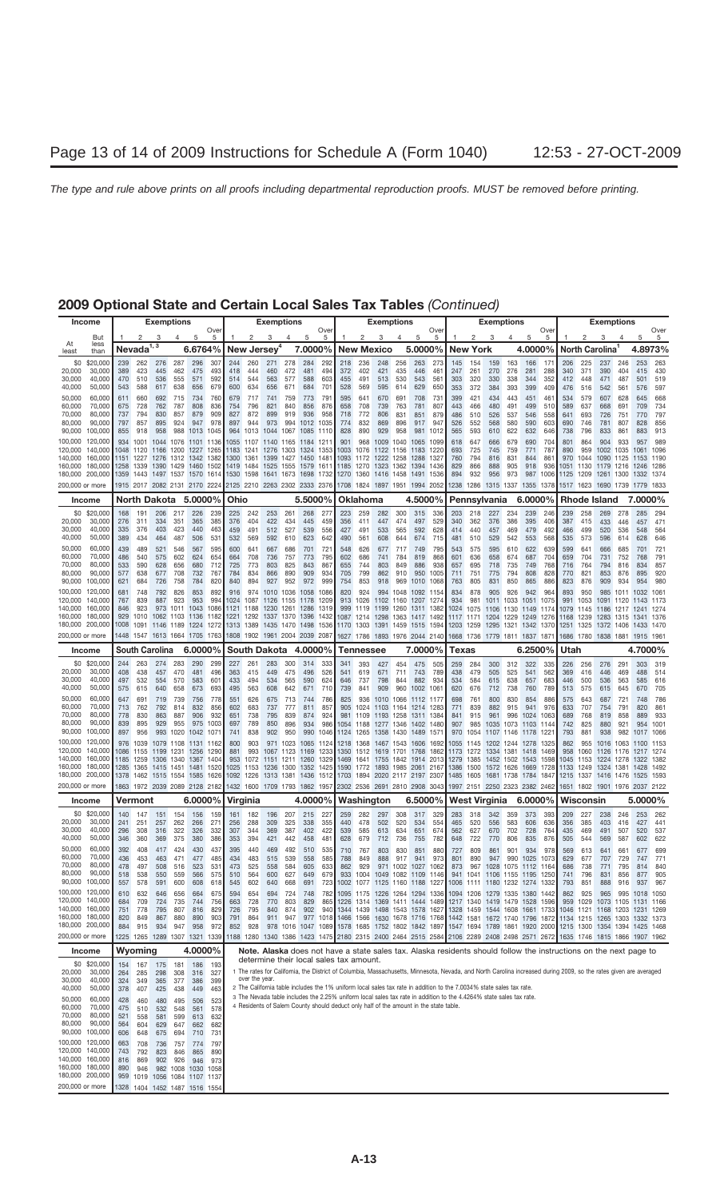# 2009 Optional State and Certain Local Sales Tax Tables *(Continued)*

| Income | | Nevada[1,3] 6.6764% | | | | | | New Jersey[4] 7.0000% | | | | | | New Mexico 5.0000% | | | | | | New York 4.0000% | | | | | | North Carolina[1] 4.8973% | | | | | |
|---|---|---|---|---|---|---|---|---|---|---|---|---|---|---|---|---|---|---|---|---|---|---|---|---|---|---|---|---|---|---|---|
| | | Exemptions | | | | | | Exemptions | | | | | | Exemptions | | | | | | Exemptions | | | | | | Exemptions | | | | | |
| At least | But less than | 1 | 2 | 3 | 4 | 5 | Over 5 | 1 | 2 | 3 | 4 | 5 | Over 5 | 1 | 2 | 3 | 4 | 5 | Over 5 | 1 | 2 | 3 | 4 | 5 | Over 5 | 1 | 2 | 3 | 4 | 5 | Over 5 |
| $0 | $20,000 | 239 | 262 | 276 | 287 | 296 | 307 | 244 | 260 | 271 | 278 | 284 | 292 | 218 | 236 | 248 | 256 | 263 | 273 | 145 | 154 | 159 | 163 | 166 | 171 | 206 | 225 | 237 | 246 | 253 | 263 |
| 20,000 | 30,000 | 389 | 423 | 445 | 462 | 475 | 493 | 418 | 444 | 460 | 472 | 481 | 494 | 372 | 402 | 421 | 435 | 446 | 461 | 247 | 261 | 270 | 276 | 281 | 288 | 340 | 371 | 390 | 404 | 415 | 430 |
| 30,000 | 40,000 | 470 | 510 | 536 | 555 | 571 | 592 | 514 | 544 | 563 | 577 | 588 | 603 | 455 | 491 | 513 | 530 | 543 | 561 | 303 | 320 | 330 | 338 | 344 | 352 | 412 | 448 | 471 | 487 | 501 | 519 |
| 40,000 | 50,000 | 543 | 588 | 617 | 638 | 656 | 679 | 600 | 634 | 656 | 671 | 684 | 701 | 528 | 569 | 595 | 614 | 629 | 650 | 353 | 372 | 384 | 393 | 399 | 409 | 476 | 516 | 542 | 561 | 576 | 597 |
| 50,000 | 60,000 | 611 | 660 | 692 | 715 | 734 | 760 | 679 | 717 | 741 | 759 | 773 | 791 | 595 | 641 | 670 | 691 | 708 | 731 | 399 | 421 | 434 | 443 | 451 | 461 | 534 | 579 | 607 | 628 | 645 | 668 |
| 60,000 | 70,000 | 675 | 728 | 762 | 787 | 808 | 836 | 754 | 796 | 821 | 840 | 856 | 876 | 658 | 708 | 739 | 763 | 781 | 807 | 443 | 466 | 480 | 491 | 499 | 510 | 589 | 637 | 668 | 691 | 709 | 734 |
| 70,000 | 80,000 | 737 | 794 | 830 | 857 | 879 | 909 | 827 | 872 | 899 | 919 | 936 | 958 | 718 | 772 | 806 | 831 | 851 | 879 | 486 | 510 | 526 | 537 | 546 | 558 | 641 | 693 | 726 | 751 | 770 | 797 |
| 80,000 | 90,000 | 797 | 857 | 895 | 924 | 947 | 978 | 897 | 944 | 973 | 994 | 1012 | 1035 | 774 | 832 | 869 | 896 | 917 | 947 | 526 | 552 | 568 | 580 | 590 | 603 | 690 | 746 | 781 | 807 | 828 | 856 |
| 90,000 | 100,000 | 855 | 918 | 958 | 988 | 1013 | 1045 | 964 | 1013 | 1044 | 1067 | 1085 | 1110 | 828 | 890 | 929 | 958 | 981 | 1012 | 565 | 593 | 610 | 622 | 632 | 646 | 738 | 796 | 833 | 861 | 883 | 913 |
| 100,000 | 120,000 | 934 | 1001 | 1044 | 1076 | 1101 | 1136 | 1055 | 1107 | 1140 | 1165 | 1184 | 1211 | 901 | 968 | 1009 | 1040 | 1065 | 1099 | 618 | 647 | 666 | 679 | 690 | 704 | 801 | 864 | 904 | 933 | 957 | 989 |
| 120,000 | 140,000 | 1048 | 1120 | 1166 | 1200 | 1227 | 1265 | 1183 | 1241 | 1276 | 1303 | 1324 | 1353 | 1003 | 1076 | 1122 | 1156 | 1183 | 1220 | 693 | 725 | 745 | 759 | 771 | 787 | 890 | 959 | 1002 | 1035 | 1061 | 1096 |
| 140,000 | 160,000 | 1151 | 1227 | 1276 | 1312 | 1342 | 1382 | 1300 | 1361 | 1399 | 1427 | 1450 | 1481 | 1093 | 1172 | 1222 | 1258 | 1288 | 1327 | 760 | 794 | 816 | 831 | 844 | 861 | 970 | 1044 | 1090 | 1125 | 1153 | 1190 |
| 160,000 | 180,000 | 1258 | 1339 | 1390 | 1429 | 1460 | 1502 | 1419 | 1484 | 1525 | 1555 | 1579 | 1611 | 1185 | 1270 | 1323 | 1362 | 1394 | 1436 | 829 | 866 | 888 | 905 | 918 | 936 | 1051 | 1130 | 1179 | 1216 | 1246 | 1286 |
| 180,000 | 200,000 | 1359 | 1443 | 1497 | 1537 | 1570 | 1614 | 1530 | 1598 | 1641 | 1673 | 1698 | 1732 | 1270 | 1360 | 1416 | 1458 | 1491 | 1536 | 894 | 932 | 956 | 973 | 987 | 1006 | 1125 | 1209 | 1261 | 1300 | 1332 | 1374 |
| 200,000 or more | | 1915 | 2017 | 2082 | 2131 | 2170 | 2224 | 2125 | 2210 | 2263 | 2302 | 2333 | 2376 | 1708 | 1824 | 1897 | 1951 | 1994 | 2052 | 1238 | 1286 | 1315 | 1337 | 1355 | 1378 | 1517 | 1623 | 1690 | 1739 | 1779 | 1833 |

| Income | | North Dakota 5.0000% | | | | | | Ohio 5.5000% | | | | | | Oklahoma 4.5000% | | | | | | Pennsylvania 6.0000% | | | | | | Rhode Island 7.0000% | | | | | |
|---|---|---|---|---|---|---|---|---|---|---|---|---|---|---|---|---|---|---|---|---|---|---|---|---|---|---|---|---|---|---|---|
| At least | But less than | 1 | 2 | 3 | 4 | 5 | Over 5 | 1 | 2 | 3 | 4 | 5 | Over 5 | 1 | 2 | 3 | 4 | 5 | Over 5 | 1 | 2 | 3 | 4 | 5 | Over 5 | 1 | 2 | 3 | 4 | 5 | Over 5 |
| $0 | $20,000 | 168 | 191 | 206 | 217 | 226 | 239 | 225 | 242 | 253 | 261 | 268 | 277 | 223 | 259 | 282 | 300 | 315 | 336 | 203 | 218 | 227 | 234 | 239 | 246 | 239 | 258 | 269 | 278 | 285 | 294 |
| 20,000 | 30,000 | 276 | 311 | 334 | 351 | 365 | 385 | 363 | 404 | 422 | 434 | 445 | 459 | 356 | 411 | 447 | 474 | 497 | 529 | 340 | 362 | 376 | 386 | 395 | 406 | 387 | 415 | 431 | 446 | 457 | 471 |
| 30,000 | 40,000 | 335 | 376 | 403 | 423 | 440 | 463 | 459 | 491 | 512 | 527 | 539 | 556 | 427 | 491 | 533 | 565 | 592 | 628 | 414 | 440 | 457 | 469 | 479 | 492 | 466 | 499 | 520 | 536 | 548 | 564 |
| 40,000 | 50,000 | 389 | 434 | 464 | 487 | 506 | 531 | 532 | 569 | 592 | 610 | 623 | 642 | 490 | 561 | 608 | 644 | 674 | 715 | 481 | 510 | 529 | 542 | 553 | 568 | 535 | 573 | 596 | 614 | 628 | 646 |
| 50,000 | 60,000 | 439 | 489 | 521 | 546 | 567 | 595 | 600 | 641 | 667 | 686 | 701 | 721 | 548 | 626 | 677 | 717 | 749 | 795 | 543 | 575 | 595 | 610 | 622 | 639 | 599 | 641 | 666 | 685 | 701 | 721 |
| 60,000 | 70,000 | 486 | 540 | 575 | 602 | 624 | 654 | 664 | 708 | 736 | 757 | 773 | 795 | 602 | 686 | 741 | 784 | 819 | 868 | 601 | 636 | 658 | 674 | 687 | 704 | 659 | 704 | 731 | 752 | 768 | 791 |
| 70,000 | 80,000 | 533 | 590 | 628 | 656 | 680 | 712 | 725 | 773 | 803 | 825 | 843 | 867 | 655 | 744 | 803 | 849 | 886 | 938 | 657 | 695 | 718 | 735 | 749 | 768 | 716 | 764 | 794 | 816 | 834 | 857 |
| 80,000 | 90,000 | 577 | 638 | 677 | 708 | 732 | 767 | 784 | 834 | 866 | 890 | 909 | 934 | 705 | 799 | 862 | 910 | 950 | 1005 | 711 | 751 | 775 | 794 | 808 | 828 | 770 | 821 | 853 | 876 | 895 | 920 |
| 90,000 | 100,000 | 621 | 684 | 726 | 758 | 784 | 820 | 840 | 894 | 927 | 952 | 972 | 999 | 754 | 853 | 918 | 969 | 1010 | 1068 | 763 | 805 | 831 | 850 | 865 | 886 | 823 | 876 | 909 | 934 | 954 | 980 |
| 100,000 | 120,000 | 681 | 748 | 792 | 826 | 853 | 892 | 916 | 974 | 1010 | 1036 | 1058 | 1086 | 820 | 924 | 994 | 1048 | 1092 | 1154 | 834 | 878 | 905 | 926 | 942 | 964 | 893 | 950 | 985 | 1011 | 1032 | 1061 |
| 120,000 | 140,000 | 767 | 839 | 887 | 923 | 953 | 994 | 1024 | 1087 | 1126 | 1155 | 1178 | 1209 | 913 | 1026 | 1102 | 1160 | 1207 | 1274 | 934 | 981 | 1011 | 1033 | 1051 | 1075 | 991 | 1053 | 1091 | 1120 | 1143 | 1173 |
| 140,000 | 160,000 | 846 | 923 | 973 | 1011 | 1043 | 1086 | 1126 | 1188 | 1230 | 1261 | 1286 | 1319 | 999 | 1119 | 1199 | 1260 | 1311 | 1382 | 1024 | 1075 | 1106 | 1130 | 1149 | 1174 | 1079 | 1145 | 1186 | 1217 | 1241 | 1274 |
| 160,000 | 180,000 | 929 | 1010 | 1062 | 1103 | 1136 | 1182 | 1221 | 1292 | 1337 | 1370 | 1396 | 1432 | 1087 | 1214 | 1298 | 1363 | 1417 | 1492 | 1117 | 1171 | 1204 | 1229 | 1249 | 1276 | 1168 | 1239 | 1283 | 1315 | 1341 | 1376 |
| 180,000 | 200,000 | 1008 | 1091 | 1146 | 1189 | 1224 | 1272 | 1313 | 1389 | 1435 | 1470 | 1498 | 1536 | 1170 | 1303 | 1391 | 1459 | 1515 | 1594 | 1203 | 1259 | 1295 | 1321 | 1342 | 1370 | 1251 | 1325 | 1372 | 1406 | 1433 | 1470 |
| 200,000 or more | | 1448 | 1547 | 1613 | 1664 | 1705 | 1763 | 1808 | 1902 | 1961 | 2004 | 2039 | 2087 | 1627 | 1786 | 1893 | 1976 | 2044 | 2140 | 1668 | 1736 | 1779 | 1811 | 1837 | 1871 | 1686 | 1780 | 1838 | 1881 | 1915 | 1961 |

| Income | | South Carolina 6.0000% | | | | | | South Dakota 4.0000% | | | | | | Tennessee 7.0000% | | | | | | Texas 6.2500% | | | | | | Utah 4.7000% | | | | | |
|---|---|---|---|---|---|---|---|---|---|---|---|---|---|---|---|---|---|---|---|---|---|---|---|---|---|---|---|---|---|---|---|
| At least | But less than | 1 | 2 | 3 | 4 | 5 | Over 5 | 1 | 2 | 3 | 4 | 5 | Over 5 | 1 | 2 | 3 | 4 | 5 | Over 5 | 1 | 2 | 3 | 4 | 5 | Over 5 | 1 | 2 | 3 | 4 | 5 | Over 5 |
| $0 | $20,000 | 244 | 263 | 274 | 283 | 290 | 299 | 227 | 261 | 283 | 300 | 314 | 333 | 341 | 393 | 427 | 454 | 475 | 505 | 259 | 284 | 300 | 312 | 322 | 335 | 226 | 256 | 276 | 291 | 303 | 319 |
| 20,000 | 30,000 | 408 | 438 | 457 | 470 | 481 | 496 | 363 | 415 | 449 | 475 | 496 | 526 | 541 | 619 | 671 | 711 | 743 | 789 | 438 | 479 | 505 | 525 | 541 | 562 | 369 | 416 | 446 | 469 | 488 | 514 |
| 30,000 | 40,000 | 497 | 532 | 554 | 570 | 583 | 601 | 433 | 494 | 534 | 565 | 590 | 624 | 646 | 737 | 798 | 844 | 882 | 934 | 534 | 584 | 615 | 638 | 657 | 683 | 446 | 500 | 536 | 563 | 585 | 616 |
| 40,000 | 50,000 | 575 | 615 | 640 | 658 | 673 | 693 | 495 | 563 | 608 | 642 | 671 | 710 | 739 | 841 | 909 | 960 | 1002 | 1061 | 620 | 676 | 712 | 738 | 760 | 789 | 513 | 575 | 615 | 645 | 670 | 705 |
| 50,000 | 60,000 | 647 | 691 | 719 | 739 | 756 | 778 | 551 | 626 | 675 | 713 | 744 | 787 | 825 | 936 | 1010 | 1066 | 1112 | 1177 | 698 | 761 | 800 | 830 | 854 | 886 | 575 | 643 | 687 | 721 | 748 | 786 |
| 60,000 | 70,000 | 713 | 762 | 792 | 814 | 832 | 856 | 602 | 683 | 737 | 777 | 811 | 857 | 905 | 1024 | 1103 | 1164 | 1214 | 1283 | 771 | 839 | 882 | 915 | 941 | 976 | 633 | 707 | 754 | 791 | 820 | 861 |
| 70,000 | 80,000 | 778 | 830 | 863 | 887 | 906 | 932 | 651 | 738 | 795 | 839 | 874 | 924 | 981 | 1109 | 1193 | 1258 | 1311 | 1384 | 841 | 915 | 961 | 996 | 1024 | 1063 | 689 | 768 | 819 | 858 | 889 | 933 |
| 80,000 | 90,000 | 839 | 895 | 929 | 955 | 975 | 1003 | 697 | 789 | 850 | 896 | 934 | 986 | 1054 | 1188 | 1277 | 1346 | 1402 | 1480 | 907 | 985 | 1035 | 1073 | 1103 | 1144 | 742 | 825 | 880 | 921 | 954 | 1001 |
| 90,000 | 100,000 | 897 | 956 | 993 | 1020 | 1042 | 1071 | 741 | 838 | 902 | 950 | 990 | 1046 | 1124 | 1265 | 1358 | 1430 | 1489 | 1571 | 970 | 1054 | 1107 | 1146 | 1178 | 1221 | 793 | 881 | 938 | 982 | 1017 | 1066 |
| 100,000 | 120,000 | 976 | 1039 | 1079 | 1108 | 1131 | 1162 | 800 | 903 | 971 | 1023 | 1065 | 1124 | 1218 | 1368 | 1467 | 1543 | 1606 | 1692 | 1055 | 1145 | 1202 | 1244 | 1278 | 1325 | 862 | 955 | 1016 | 1063 | 1100 | 1153 |
| 120,000 | 140,000 | 1086 | 1155 | 1199 | 1231 | 1256 | 1290 | 881 | 993 | 1067 | 1123 | 1169 | 1233 | 1350 | 1512 | 1619 | 1701 | 1768 | 1862 | 1173 | 1272 | 1334 | 1381 | 1418 | 1469 | 958 | 1060 | 1126 | 1176 | 1217 | 1274 |
| 140,000 | 160,000 | 1185 | 1259 | 1306 | 1340 | 1367 | 1404 | 953 | 1072 | 1151 | 1211 | 1260 | 1329 | 1469 | 1641 | 1755 | 1842 | 1914 | 2013 | 1279 | 1385 | 1452 | 1502 | 1543 | 1598 | 1045 | 1153 | 1224 | 1278 | 1322 | 1382 |
| 160,000 | 180,000 | 1285 | 1365 | 1415 | 1451 | 1481 | 1520 | 1025 | 1153 | 1236 | 1300 | 1352 | 1425 | 1590 | 1772 | 1893 | 1985 | 2061 | 2167 | 1386 | 1500 | 1572 | 1626 | 1669 | 1728 | 1133 | 1249 | 1324 | 1381 | 1428 | 1492 |
| 180,000 | 200,000 | 1378 | 1462 | 1515 | 1554 | 1585 | 1626 | 1092 | 1226 | 1313 | 1381 | 1436 | 1512 | 1703 | 1894 | 2020 | 2117 | 2197 | 2307 | 1485 | 1605 | 1681 | 1738 | 1784 | 1847 | 1215 | 1337 | 1416 | 1476 | 1525 | 1593 |
| 200,000 or more | | 1863 | 1972 | 2039 | 2089 | 2128 | 2182 | 1432 | 1600 | 1709 | 1793 | 1862 | 1957 | 2302 | 2536 | 2691 | 2810 | 2908 | 3043 | 1997 | 2151 | 2250 | 2323 | 2382 | 2462 | 1651 | 1802 | 1901 | 1976 | 2037 | 2122 |

| Income | | Vermont 6.0000% | | | | | | Virginia 4.0000% | | | | | | Washington 6.5000% | | | | | | West Virginia 6.0000% | | | | | | Wisconsin 5.0000% | | | | | |
|---|---|---|---|---|---|---|---|---|---|---|---|---|---|---|---|---|---|---|---|---|---|---|---|---|---|---|---|---|---|---|---|
| At least | But less than | 1 | 2 | 3 | 4 | 5 | Over 5 | 1 | 2 | 3 | 4 | 5 | Over 5 | 1 | 2 | 3 | 4 | 5 | Over 5 | 1 | 2 | 3 | 4 | 5 | Over 5 | 1 | 2 | 3 | 4 | 5 | Over 5 |
| $0 | $20,000 | 140 | 147 | 151 | 154 | 156 | 159 | 161 | 182 | 196 | 207 | 215 | 227 | 259 | 282 | 297 | 308 | 317 | 329 | 283 | 318 | 342 | 359 | 373 | 393 | 209 | 227 | 238 | 246 | 253 | 262 |
| 20,000 | 30,000 | 241 | 251 | 257 | 262 | 266 | 271 | 256 | 288 | 309 | 325 | 338 | 355 | 440 | 478 | 502 | 520 | 534 | 554 | 465 | 520 | 556 | 583 | 605 | 636 | 356 | 385 | 403 | 416 | 427 | 441 |
| 30,000 | 40,000 | 296 | 308 | 316 | 322 | 326 | 332 | 307 | 344 | 369 | 387 | 402 | 422 | 539 | 585 | 613 | 634 | 651 | 675 | 562 | 627 | 670 | 702 | 728 | 764 | 435 | 469 | 491 | 507 | 520 | 537 |
| 40,000 | 50,000 | 346 | 360 | 369 | 375 | 380 | 386 | 353 | 394 | 421 | 442 | 458 | 481 | 628 | 679 | 712 | 736 | 755 | 782 | 648 | 722 | 770 | 806 | 835 | 876 | 505 | 544 | 569 | 587 | 602 | 622 |
| 50,000 | 60,000 | 392 | 408 | 417 | 424 | 430 | 437 | 395 | 440 | 469 | 492 | 510 | 535 | 710 | 767 | 803 | 830 | 851 | 880 | 727 | 809 | 861 | 901 | 934 | 978 | 569 | 613 | 641 | 661 | 677 | 699 |
| 60,000 | 70,000 | 436 | 453 | 463 | 471 | 477 | 485 | 434 | 483 | 515 | 539 | 558 | 585 | 788 | 849 | 888 | 917 | 941 | 973 | 801 | 890 | 947 | 990 | 1025 | 1073 | 629 | 677 | 707 | 729 | 747 | 771 |
| 70,000 | 80,000 | 478 | 497 | 508 | 516 | 523 | 531 | 473 | 525 | 558 | 584 | 605 | 633 | 862 | 929 | 971 | 1002 | 1027 | 1062 | 873 | 967 | 1028 | 1075 | 1112 | 1164 | 686 | 738 | 771 | 795 | 814 | 840 |
| 80,000 | 90,000 | 518 | 538 | 550 | 559 | 566 | 575 | 510 | 564 | 600 | 627 | 649 | 679 | 933 | 1004 | 1049 | 1082 | 1109 | 1146 | 941 | 1041 | 1106 | 1155 | 1195 | 1250 | 741 | 796 | 831 | 856 | 877 | 905 |
| 90,000 | 100,000 | 557 | 578 | 591 | 600 | 608 | 618 | 545 | 602 | 640 | 668 | 691 | 723 | 1002 | 1077 | 1125 | 1160 | 1188 | 1227 | 1006 | 1111 | 1180 | 1232 | 1274 | 1332 | 793 | 851 | 888 | 916 | 937 | 967 |
| 100,000 | 120,000 | 610 | 632 | 646 | 656 | 664 | 675 | 594 | 654 | 694 | 724 | 748 | 782 | 1095 | 1175 | 1226 | 1264 | 1294 | 1336 | 1094 | 1206 | 1279 | 1335 | 1380 | 1442 | 862 | 925 | 965 | 995 | 1018 | 1050 |
| 120,000 | 140,000 | 684 | 709 | 724 | 735 | 744 | 756 | 663 | 728 | 770 | 803 | 829 | 865 | 1226 | 1314 | 1369 | 1411 | 1444 | 1489 | 1217 | 1340 | 1419 | 1479 | 1528 | 1596 | 958 | 1029 | 1073 | 1105 | 1131 | 1166 |
| 140,000 | 160,000 | 751 | 778 | 795 | 807 | 816 | 829 | 726 | 795 | 840 | 875 | 903 | 941 | 1344 | 1439 | 1498 | 1543 | 1578 | 1627 | 1328 | 1459 | 1544 | 1608 | 1661 | 1733 | 1046 | 1121 | 1168 | 1203 | 1231 | 1269 |
| 160,000 | 180,000 | 820 | 849 | 867 | 880 | 890 | 903 | 791 | 864 | 911 | 947 | 977 | 1018 | 1466 | 1566 | 1630 | 1678 | 1716 | 1768 | 1442 | 1581 | 1672 | 1740 | 1796 | 1872 | 1134 | 1215 | 1265 | 1303 | 1332 | 1373 |
| 180,000 | 200,000 | 884 | 915 | 934 | 947 | 958 | 972 | 852 | 928 | 978 | 1016 | 1047 | 1089 | 1578 | 1685 | 1752 | 1802 | 1842 | 1897 | 1547 | 1694 | 1789 | 1861 | 1920 | 2000 | 1215 | 1300 | 1354 | 1394 | 1425 | 1468 |
| 200,000 or more | | 1225 | 1265 | 1289 | 1307 | 1321 | 1339 | 1180 | 1280 | 1340 | 1386 | 1423 | 1475 | 2180 | 2315 | 2400 | 2464 | 2515 | 2584 | 2106 | 2289 | 2408 | 2498 | 2571 | 2672 | 1635 | 1746 | 1815 | 1866 | 1907 | 1962 |

| Income | | Wyoming 4.0000% | | | | | |
|---|---|---|---|---|---|---|---|
| At least | But less than | 1 | 2 | 3 | 4 | 5 | Over 5 |
| $0 | $20,000 | 154 | 167 | 175 | 181 | 186 | 193 |
| 20,000 | 30,000 | 264 | 285 | 298 | 308 | 316 | 327 |
| 30,000 | 40,000 | 324 | 349 | 365 | 377 | 386 | 399 |
| 40,000 | 50,000 | 378 | 407 | 425 | 438 | 449 | 463 |
| 50,000 | 60,000 | 428 | 460 | 480 | 495 | 506 | 523 |
| 60,000 | 70,000 | 475 | 510 | 532 | 548 | 561 | 578 |
| 70,000 | 80,000 | 521 | 558 | 581 | 599 | 613 | 632 |
| 80,000 | 90,000 | 564 | 604 | 629 | 647 | 662 | 682 |
| 90,000 | 100,000 | 606 | 648 | 675 | 694 | 710 | 731 |
| 100,000 | 120,000 | 663 | 708 | 736 | 757 | 774 | 797 |
| 120,000 | 140,000 | 742 | 792 | 823 | 846 | 865 | 890 |
| 140,000 | 160,000 | 816 | 869 | 902 | 926 | 946 | 973 |
| 160,000 | 180,000 | 890 | 946 | 982 | 1008 | 1030 | 1058 |
| 180,000 | 200,000 | 959 | 1019 | 1056 | 1084 | 1107 | 1137 |
| 200,000 or more | | 1328 | 1404 | 1452 | 1487 | 1516 | 1554 |

**Note. Alaska** does not have a state sales tax. Alaska residents should follow the instructions on the next page to determine their local sales tax amount.

1 The rates for California, the District of Columbia, Massachusetts, Minnesota, Nevada, and North Carolina increased during 2009, so the rates given are averaged over the year.

2 The California table includes the 1% uniform local sales tax rate in addition to the 7.0034% state sales tax rate.

3 The Nevada table includes the 2.25% uniform local sales tax rate in addition to the 4.4264% state sales tax rate.

4 Residents of Salem County should deduct only half of the amount in the state table.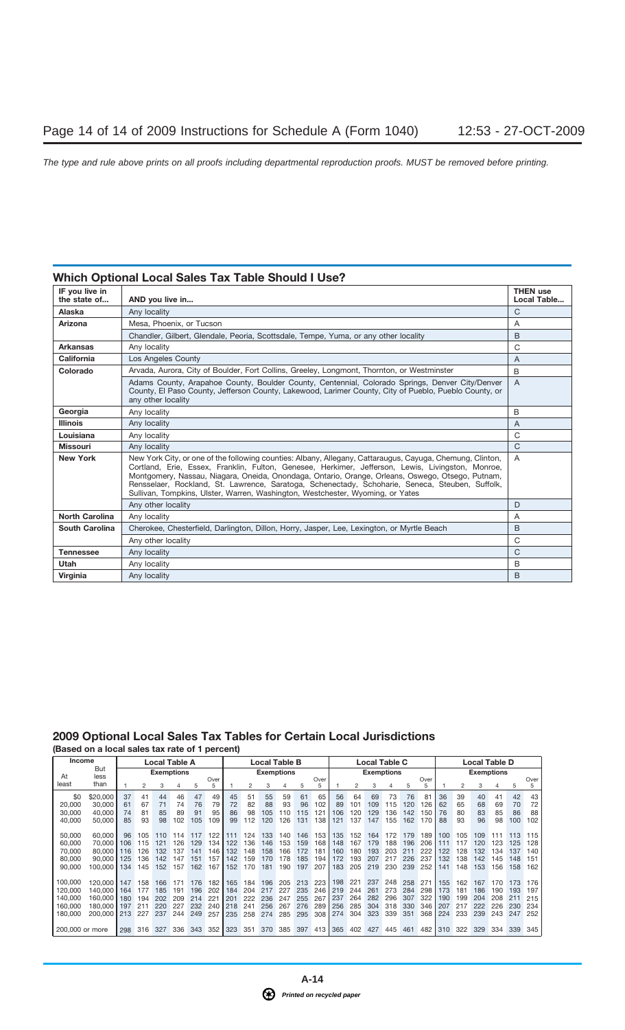*The type and rule above prints on all proofs including departmental reproduction proofs. MUST be removed before printing.*

## Which Optional Local Sales Tax Table Should I Use?

| IF you live in the state of... | AND you live in... | THEN use Local Table... |
|---|---|---|
| **Alaska** | Any locality | C |
| **Arizona** | Mesa, Phoenix, or Tucson | A |
| | Chandler, Gilbert, Glendale, Peoria, Scottsdale, Tempe, Yuma, or any other locality | B |
| **Arkansas** | Any locality | C |
| **California** | Los Angeles County | A |
| **Colorado** | Arvada, Aurora, City of Boulder, Fort Collins, Greeley, Longmont, Thornton, or Westminster | B |
| | Adams County, Arapahoe County, Boulder County, Centennial, Colorado Springs, Denver City/Denver County, El Paso County, Jefferson County, Lakewood, Larimer County, City of Pueblo, Pueblo County, or any other locality | A |
| **Georgia** | Any locality | B |
| **Illinois** | Any locality | A |
| **Louisiana** | Any locality | C |
| **Missouri** | Any locality | C |
| **New York** | New York City, or one of the following counties: Albany, Allegany, Cattaraugus, Cayuga, Chemung, Clinton, Cortland, Erie, Essex, Franklin, Fulton, Genesee, Herkimer, Jefferson, Lewis, Livingston, Monroe, Montgomery, Nassau, Niagara, Oneida, Onondaga, Ontario, Orange, Orleans, Oswego, Otsego, Putnam, Rensselaer, Rockland, St. Lawrence, Saratoga, Schenectady, Schoharie, Seneca, Steuben, Suffolk, Sullivan, Tompkins, Ulster, Warren, Washington, Westchester, Wyoming, or Yates | A |
| | Any other locality | D |
| **North Carolina** | Any locality | A |
| **South Carolina** | Cherokee, Chesterfield, Darlington, Dillon, Horry, Jasper, Lee, Lexington, or Myrtle Beach | B |
| | Any other locality | C |
| **Tennessee** | Any locality | C |
| **Utah** | Any locality | B |
| **Virginia** | Any locality | B |

## 2009 Optional Local Sales Tax Tables for Certain Local Jurisdictions

**(Based on a local sales tax rate of 1 percent)**

| Income | | Local Table A | | | | | | Local Table B | | | | | | Local Table C | | | | | | Local Table D | | | | | |
|---|---|---|---|---|---|---|---|---|---|---|---|---|---|---|---|---|---|---|---|---|---|---|---|---|---|
| | | Exemptions | | | | | | Exemptions | | | | | | Exemptions | | | | | | Exemptions | | | | | |
| At least | But less than | 1 | 2 | 3 | 4 | 5 | Over 5 | 1 | 2 | 3 | 4 | 5 | Over 5 | 1 | 2 | 3 | 4 | 5 | Over 5 | 1 | 2 | 3 | 4 | 5 | Over 5 |
| $0 | $20,000 | 37 | 41 | 44 | 46 | 47 | 49 | 45 | 51 | 55 | 59 | 61 | 65 | 56 | 64 | 69 | 73 | 76 | 81 | 36 | 39 | 40 | 41 | 42 | 43 |
| 20,000 | 30,000 | 61 | 67 | 71 | 74 | 76 | 79 | 72 | 82 | 88 | 93 | 96 | 102 | 89 | 101 | 109 | 115 | 120 | 126 | 62 | 65 | 68 | 69 | 70 | 72 |
| 30,000 | 40,000 | 74 | 81 | 85 | 89 | 91 | 95 | 86 | 98 | 105 | 110 | 115 | 121 | 106 | 120 | 129 | 136 | 142 | 150 | 76 | 80 | 83 | 85 | 86 | 88 |
| 40,000 | 50,000 | 85 | 93 | 98 | 102 | 105 | 109 | 99 | 112 | 120 | 126 | 131 | 138 | 121 | 137 | 147 | 155 | 162 | 170 | 88 | 93 | 96 | 98 | 100 | 102 |
| 50,000 | 60,000 | 96 | 105 | 110 | 114 | 117 | 122 | 111 | 124 | 133 | 140 | 146 | 153 | 135 | 152 | 164 | 172 | 179 | 189 | 100 | 105 | 109 | 111 | 113 | 115 |
| 60,000 | 70,000 | 106 | 115 | 121 | 126 | 129 | 134 | 122 | 136 | 146 | 153 | 159 | 168 | 148 | 167 | 179 | 188 | 196 | 206 | 111 | 117 | 120 | 123 | 125 | 128 |
| 70,000 | 80,000 | 116 | 126 | 132 | 137 | 141 | 146 | 132 | 148 | 158 | 166 | 172 | 181 | 160 | 180 | 193 | 203 | 211 | 222 | 122 | 128 | 132 | 134 | 137 | 140 |
| 80,000 | 90,000 | 125 | 136 | 142 | 147 | 151 | 157 | 142 | 159 | 170 | 178 | 185 | 194 | 172 | 193 | 207 | 217 | 226 | 237 | 132 | 138 | 142 | 145 | 148 | 151 |
| 90,000 | 100,000 | 134 | 145 | 152 | 157 | 162 | 167 | 152 | 170 | 181 | 190 | 197 | 207 | 183 | 205 | 219 | 230 | 239 | 252 | 141 | 148 | 153 | 156 | 158 | 162 |
| 100,000 | 120,000 | 147 | 158 | 166 | 171 | 176 | 182 | 165 | 184 | 196 | 205 | 213 | 223 | 198 | 221 | 237 | 248 | 258 | 271 | 155 | 162 | 167 | 170 | 173 | 176 |
| 120,000 | 140,000 | 164 | 177 | 185 | 191 | 196 | 202 | 184 | 204 | 217 | 227 | 235 | 246 | 219 | 244 | 261 | 273 | 284 | 298 | 173 | 181 | 186 | 190 | 193 | 197 |
| 140,000 | 160,000 | 180 | 194 | 202 | 209 | 214 | 221 | 201 | 222 | 236 | 247 | 255 | 267 | 237 | 264 | 282 | 296 | 307 | 322 | 190 | 199 | 204 | 208 | 211 | 215 |
| 160,000 | 180,000 | 197 | 211 | 220 | 227 | 232 | 240 | 218 | 241 | 256 | 267 | 276 | 289 | 256 | 285 | 304 | 318 | 330 | 346 | 207 | 217 | 222 | 226 | 230 | 234 |
| 180,000 | 200,000 | 213 | 227 | 237 | 244 | 249 | 257 | 235 | 258 | 274 | 285 | 295 | 308 | 274 | 304 | 323 | 339 | 351 | 368 | 224 | 233 | 239 | 243 | 247 | 252 |
| 200,000 or more | | 298 | 316 | 327 | 336 | 343 | 352 | 323 | 351 | 370 | 385 | 397 | 413 | 365 | 402 | 427 | 445 | 461 | 482 | 310 | 322 | 329 | 334 | 339 | 345 |

*Printed on recycled paper*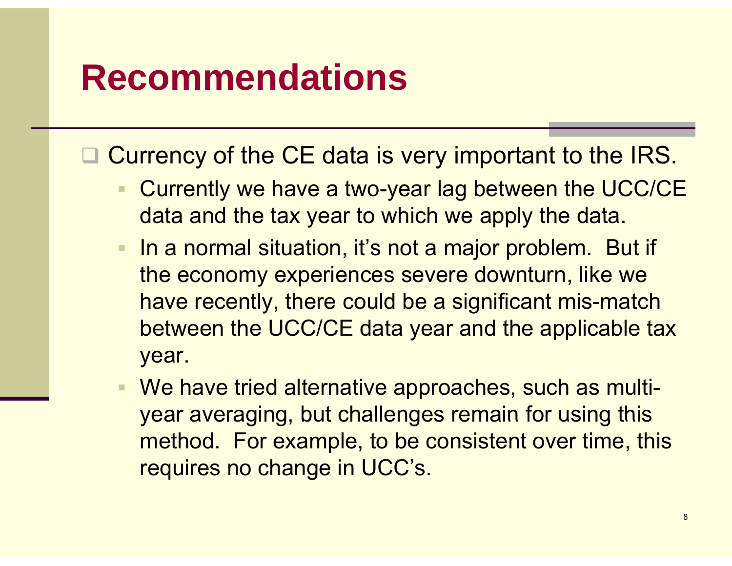# Recommendations

- Currency of the CE data is very important to the IRS.
  - Currently we have a two-year lag between the UCC/CE data and the tax year to which we apply the data.
  - In a normal situation, it's not a major problem. But if the economy experiences severe downturn, like we have recently, there could be a significant mis-match between the UCC/CE data year and the applicable tax year.
  - We have tried alternative approaches, such as multi-year averaging, but challenges remain for using this method. For example, to be consistent over time, this requires no change in UCC's.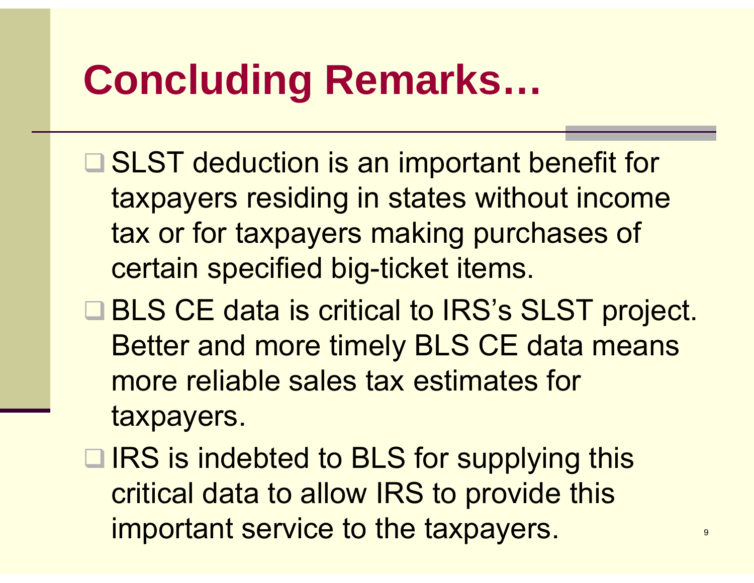# Concluding Remarks…

- SLST deduction is an important benefit for taxpayers residing in states without income tax or for taxpayers making purchases of certain specified big-ticket items.
- BLS CE data is critical to IRS's SLST project. Better and more timely BLS CE data means more reliable sales tax estimates for taxpayers.
- IRS is indebted to BLS for supplying this critical data to allow IRS to provide this important service to the taxpayers.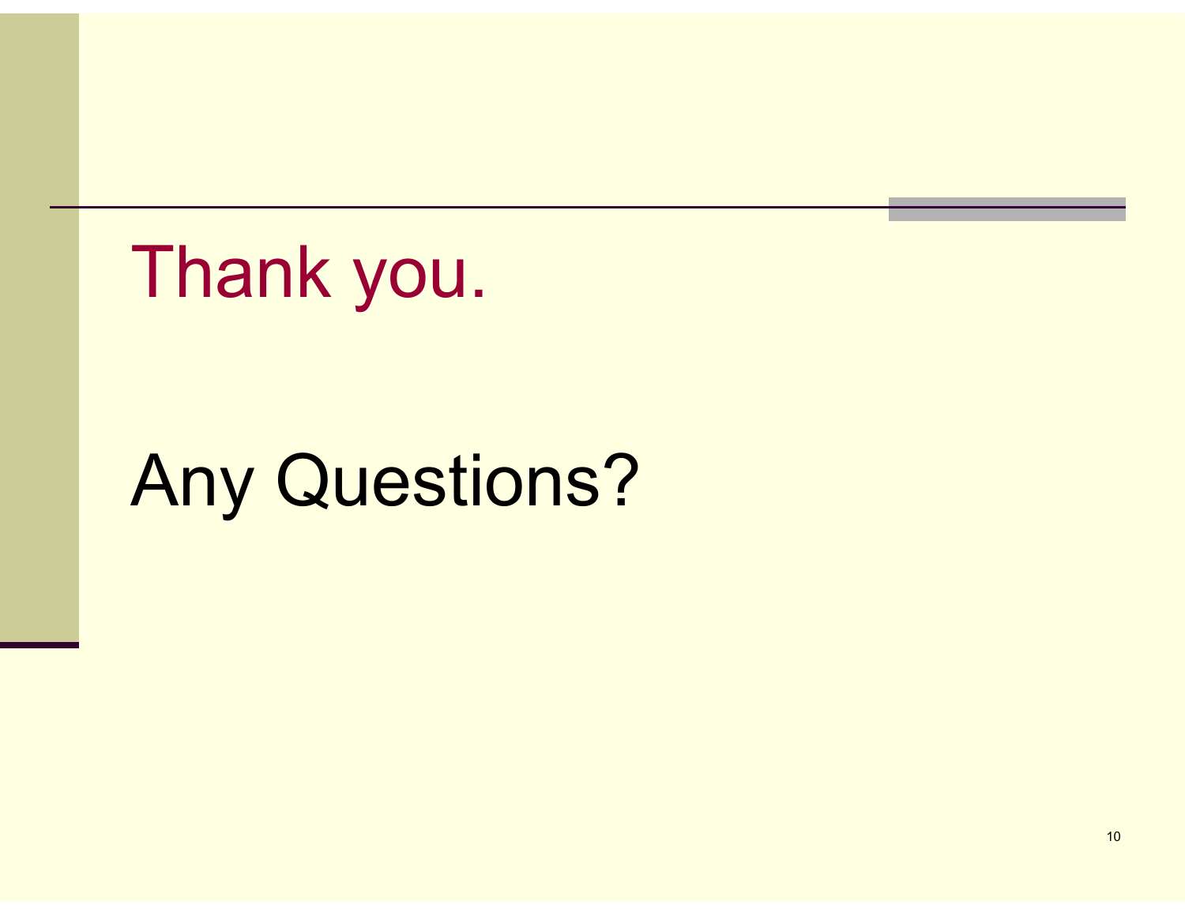# Thank you.

Any Questions?